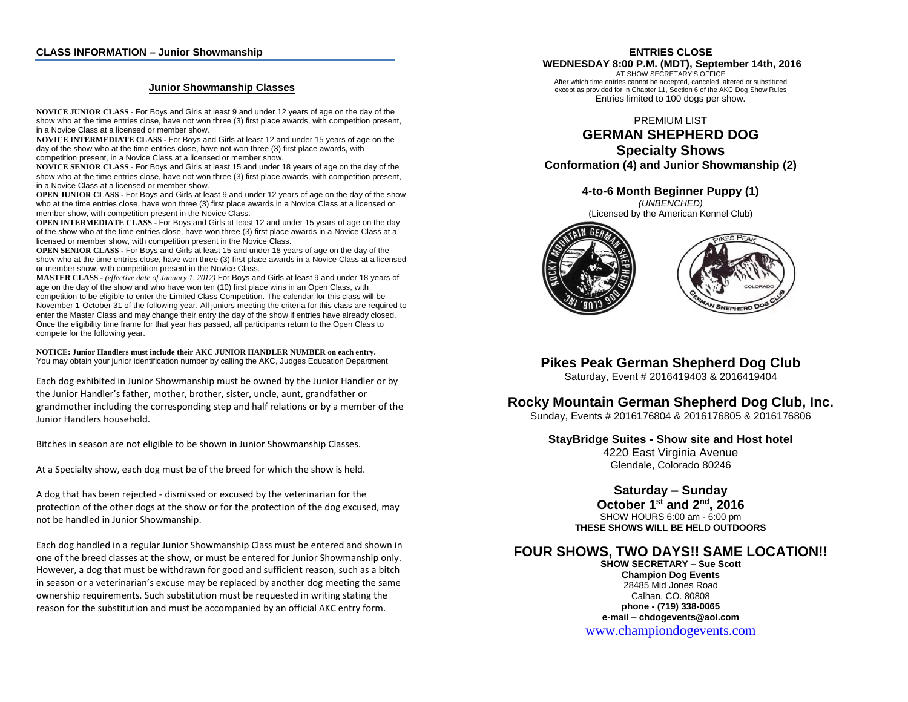## CLASS INFORMATION – Junior Showmanship

### Junior Showmanship Classes

**NOVICE JUNIOR CLASS** - For Boys and Girls at least 9 and under 12 years of age on the day of the show who at the time entries close, have not won three (3) first place awards, with competition present, in a Novice Class at a licensed or member show.

**NOVICE INTERMEDIATE CLASS** - For Boys and Girls at least 12 and under 15 years of age on the day of the show who at the time entries close, have not won three (3) first place awards, with competition present, in a Novice Class at a licensed or member show.

**NOVICE SENIOR CLASS** - For Boys and Girls at least 15 and under 18 years of age on the day of the show who at the time entries close, have not won three (3) first place awards, with competition present, in a Novice Class at a licensed or member show.

**OPEN JUNIOR CLASS** - For Boys and Girls at least 9 and under 12 years of age on the day of the show who at the time entries close, have won three (3) first place awards in a Novice Class at a licensed or member show, with competition present in the Novice Class.

**OPEN INTERMEDIATE CLASS** - For Boys and Girls at least 12 and under 15 years of age on the day of the show who at the time entries close, have won three (3) first place awards in a Novice Class at a licensed or member show, with competition present in the Novice Class.

**OPEN SENIOR CLASS** - For Boys and Girls at least 15 and under 18 years of age on the day of the show who at the time entries close, have won three (3) first place awards in a Novice Class at a licensed or member show, with competition present in the Novice Class.

**MASTER CLASS** - *(effective date of January 1, 2012)* For Boys and Girls at least 9 and under 18 years of age on the day of the show and who have won ten (10) first place wins in an Open Class, with competition to be eligible to enter the Limited Class Competition. The calendar for this class will be November 1-October 31 of the following year. All juniors meeting the criteria for this class are required to enter the Master Class and may change their entry the day of the show if entries have already closed. Once the eligibility time frame for that year has passed, all participants return to the Open Class to compete for the following year.

**NOTICE: Junior Handlers must include their AKC JUNIOR HANDLER NUMBER on each entry.**
You may obtain your junior identification number by calling the AKC, Judges Education Department

Each dog exhibited in Junior Showmanship must be owned by the Junior Handler or by the Junior Handler's father, mother, brother, sister, uncle, aunt, grandfather or grandmother including the corresponding step and half relations or by a member of the Junior Handlers household.

Bitches in season are not eligible to be shown in Junior Showmanship Classes.

At a Specialty show, each dog must be of the breed for which the show is held.

A dog that has been rejected - dismissed or excused by the veterinarian for the protection of the other dogs at the show or for the protection of the dog excused, may not be handled in Junior Showmanship.

Each dog handled in a regular Junior Showmanship Class must be entered and shown in one of the breed classes at the show, or must be entered for Junior Showmanship only. However, a dog that must be withdrawn for good and sufficient reason, such as a bitch in season or a veterinarian's excuse may be replaced by another dog meeting the same ownership requirements. Such substitution must be requested in writing stating the reason for the substitution and must be accompanied by an official AKC entry form.

**ENTRIES CLOSE**
**WEDNESDAY 8:00 P.M. (MDT), September 14th, 2016**
AT SHOW SECRETARY'S OFFICE
After which time entries cannot be accepted, canceled, altered or substituted except as provided for in Chapter 11, Section 6 of the AKC Dog Show Rules
Entries limited to 100 dogs per show.

PREMIUM LIST

# GERMAN SHEPHERD DOG Specialty Shows

**Conformation (4) and Junior Showmanship (2)**

**4-to-6 Month Beginner Puppy (1)**
*(UNBENCHED)*
(Licensed by the American Kennel Club)

## Pikes Peak German Shepherd Dog Club

Saturday, Event # 2016419403 & 2016419404

## Rocky Mountain German Shepherd Dog Club, Inc.

Sunday, Events # 2016176804 & 2016176805 & 2016176806

**StayBridge Suites - Show site and Host hotel**
4220 East Virginia Avenue
Glendale, Colorado 80246

**Saturday – Sunday**
**October 1st and 2nd, 2016**
SHOW HOURS 6:00 am - 6:00 pm
**THESE SHOWS WILL BE HELD OUTDOORS**

## FOUR SHOWS, TWO DAYS!! SAME LOCATION!!

**SHOW SECRETARY – Sue Scott**
**Champion Dog Events**
28485 Mid Jones Road
Calhan, CO. 80808
**phone - (719) 338-0065**
**e-mail – chdogevents@aol.com**
www.championdogevents.com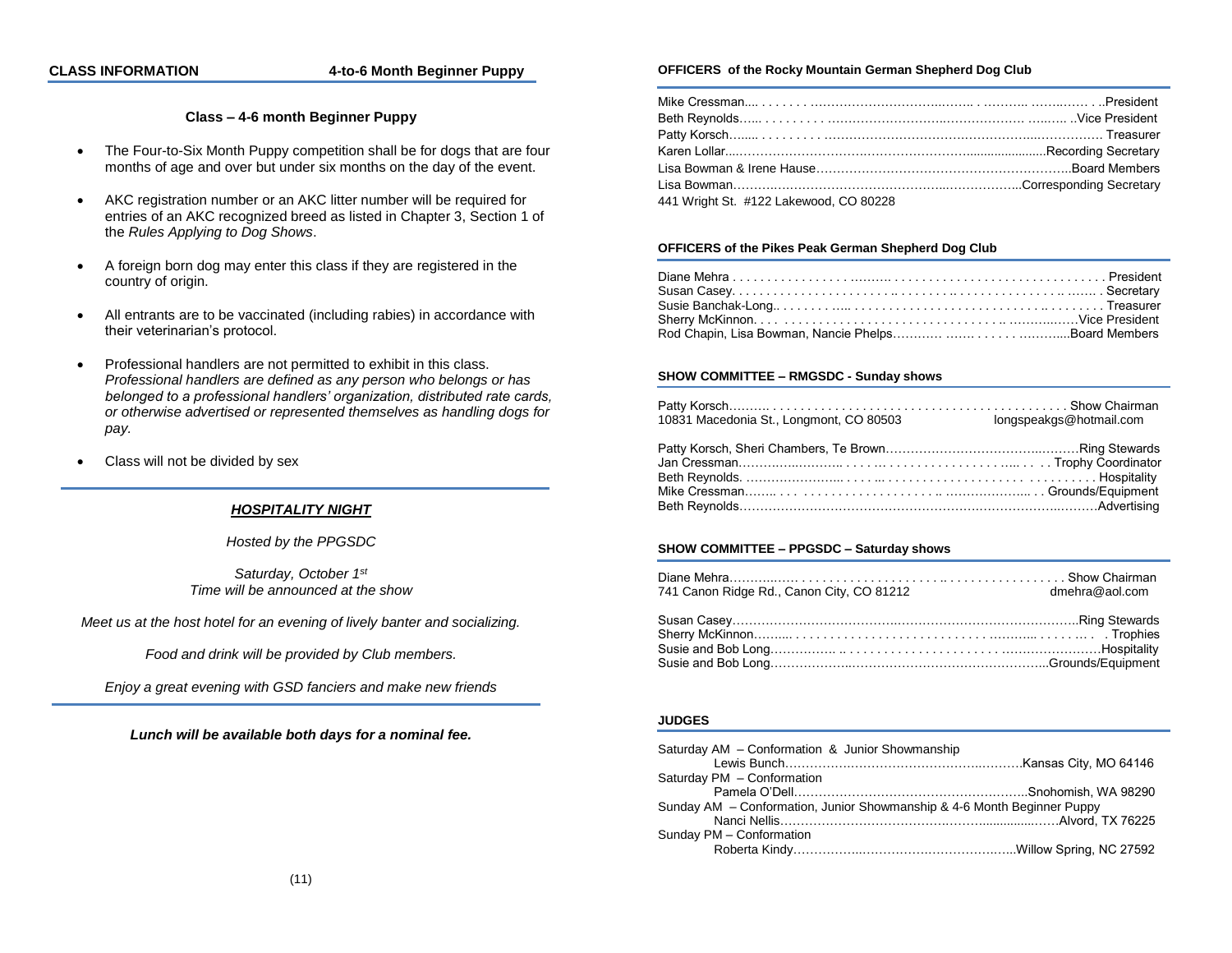## CLASS INFORMATION — 4-to-6 Month Beginner Puppy

### Class – 4-6 month Beginner Puppy

- The Four-to-Six Month Puppy competition shall be for dogs that are four months of age and over but under six months on the day of the event.
- AKC registration number or an AKC litter number will be required for entries of an AKC recognized breed as listed in Chapter 3, Section 1 of the *Rules Applying to Dog Shows*.
- A foreign born dog may enter this class if they are registered in the country of origin.
- All entrants are to be vaccinated (including rabies) in accordance with their veterinarian's protocol.
- Professional handlers are not permitted to exhibit in this class. *Professional handlers are defined as any person who belongs or has belonged to a professional handlers' organization, distributed rate cards, or otherwise advertised or represented themselves as handling dogs for pay.*
- Class will not be divided by sex

### ***HOSPITALITY NIGHT***

*Hosted by the PPGSDC*

*Saturday, October 1st*
*Time will be announced at the show*

*Meet us at the host hotel for an evening of lively banter and socializing.*

*Food and drink will be provided by Club members.*

*Enjoy a great evening with GSD fanciers and make new friends*

***Lunch will be available both days for a nominal fee.***

### OFFICERS of the Rocky Mountain German Shepherd Dog Club

Mike Cressman........................................President
Beth Reynolds........................................Vice President
Patty Korsch........................................Treasurer
Karen Lollar........................................Recording Secretary
Lisa Bowman & Irene Hause........................................Board Members
Lisa Bowman........................................Corresponding Secretary
441 Wright St. #122 Lakewood, CO 80228

### OFFICERS of the Pikes Peak German Shepherd Dog Club

Diane Mehra........................................President
Susan Casey........................................Secretary
Susie Banchak-Long........................................Treasurer
Sherry McKinnon........................................Vice President
Rod Chapin, Lisa Bowman, Nancie Phelps........................................Board Members

### SHOW COMMITTEE – RMGSDC - Sunday shows

Patty Korsch........................................Show Chairman
10831 Macedonia St., Longmont, CO 80503 — longspeakgs@hotmail.com

Patty Korsch, Sheri Chambers, Te Brown........................................Ring Stewards
Jan Cressman........................................Trophy Coordinator
Beth Reynolds........................................Hospitality
Mike Cressman........................................Grounds/Equipment
Beth Reynolds........................................Advertising

### SHOW COMMITTEE – PPGSDC – Saturday shows

Diane Mehra........................................Show Chairman
741 Canon Ridge Rd., Canon City, CO 81212 — dmehra@aol.com

Susan Casey........................................Ring Stewards
Sherry McKinnon........................................Trophies
Susie and Bob Long........................................Hospitality
Susie and Bob Long........................................Grounds/Equipment

### JUDGES

Saturday AM – Conformation & Junior Showmanship
Lewis Bunch........................................Kansas City, MO 64146
Saturday PM – Conformation
Pamela O'Dell........................................Snohomish, WA 98290
Sunday AM – Conformation, Junior Showmanship & 4-6 Month Beginner Puppy
Nanci Nellis........................................Alvord, TX 76225
Sunday PM – Conformation
Roberta Kindy........................................Willow Spring, NC 27592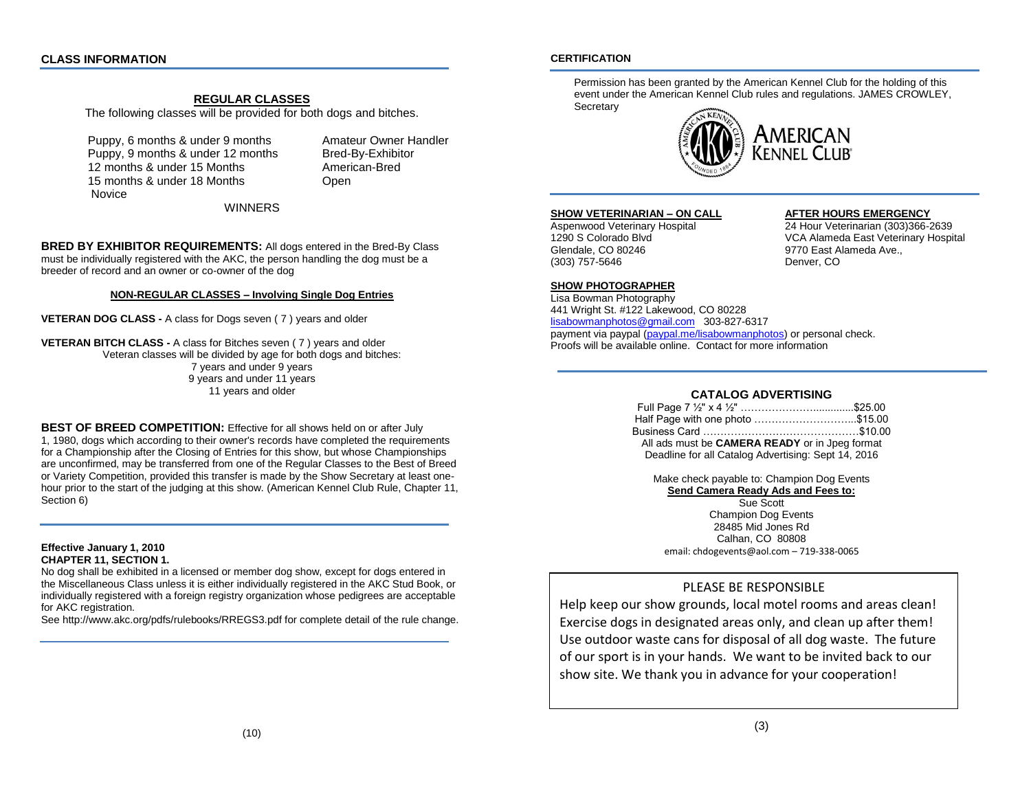## CLASS INFORMATION

### REGULAR CLASSES

The following classes will be provided for both dogs and bitches.

- Puppy, 6 months & under 9 months
- Puppy, 9 months & under 12 months
- 12 months & under 15 Months
- 15 months & under 18 Months
- Novice
- Amateur Owner Handler
- Bred-By-Exhibitor
- American-Bred
- Open

WINNERS

**BRED BY EXHIBITOR REQUIREMENTS:** All dogs entered in the Bred-By Class must be individually registered with the AKC, the person handling the dog must be a breeder of record and an owner or co-owner of the dog

**NON-REGULAR CLASSES – Involving Single Dog Entries**

**VETERAN DOG CLASS -** A class for Dogs seven ( 7 ) years and older

**VETERAN BITCH CLASS -** A class for Bitches seven ( 7 ) years and older

Veteran classes will be divided by age for both dogs and bitches:

- 7 years and under 9 years
- 9 years and under 11 years
- 11 years and older

**BEST OF BREED COMPETITION:** Effective for all shows held on or after July 1, 1980, dogs which according to their owner's records have completed the requirements for a Championship after the Closing of Entries for this show, but whose Championships are unconfirmed, may be transferred from one of the Regular Classes to the Best of Breed or Variety Competition, provided this transfer is made by the Show Secretary at least one-hour prior to the start of the judging at this show. (American Kennel Club Rule, Chapter 11, Section 6)

**Effective January 1, 2010**
**CHAPTER 11, SECTION 1.**

No dog shall be exhibited in a licensed or member dog show, except for dogs entered in the Miscellaneous Class unless it is either individually registered in the AKC Stud Book, or individually registered with a foreign registry organization whose pedigrees are acceptable for AKC registration.

See http://www.akc.org/pdfs/rulebooks/RREGS3.pdf for complete detail of the rule change.

## CERTIFICATION

Permission has been granted by the American Kennel Club for the holding of this event under the American Kennel Club rules and regulations. JAMES CROWLEY, Secretary

AMERICAN KENNEL CLUB

**SHOW VETERINARIAN – ON CALL**
Aspenwood Veterinary Hospital
1290 S Colorado Blvd
Glendale, CO 80246
(303) 757-5646

**AFTER HOURS EMERGENCY**
24 Hour Veterinarian (303)366-2639
VCA Alameda East Veterinary Hospital
9770 East Alameda Ave.,
Denver, CO

**SHOW PHOTOGRAPHER**
Lisa Bowman Photography
441 Wright St. #122 Lakewood, CO 80228
lisabowmanphotos@gmail.com 303-827-6317
payment via paypal (paypal.me/lisabowmanphotos) or personal check.
Proofs will be available online. Contact for more information

### CATALOG ADVERTISING

Full Page 7 ½" x 4 ½" ………………….............$25.00
Half Page with one photo ………………………..$15.00
Business Card ………………………………………$10.00

All ads must be **CAMERA READY** or in Jpeg format
Deadline for all Catalog Advertising: Sept 14, 2016

Make check payable to: Champion Dog Events
**Send Camera Ready Ads and Fees to:**
Sue Scott
Champion Dog Events
28485 Mid Jones Rd
Calhan, CO 80808
email: chdogevents@aol.com – 719-338-0065

PLEASE BE RESPONSIBLE

Help keep our show grounds, local motel rooms and areas clean! Exercise dogs in designated areas only, and clean up after them! Use outdoor waste cans for disposal of all dog waste. The future of our sport is in your hands. We want to be invited back to our show site. We thank you in advance for your cooperation!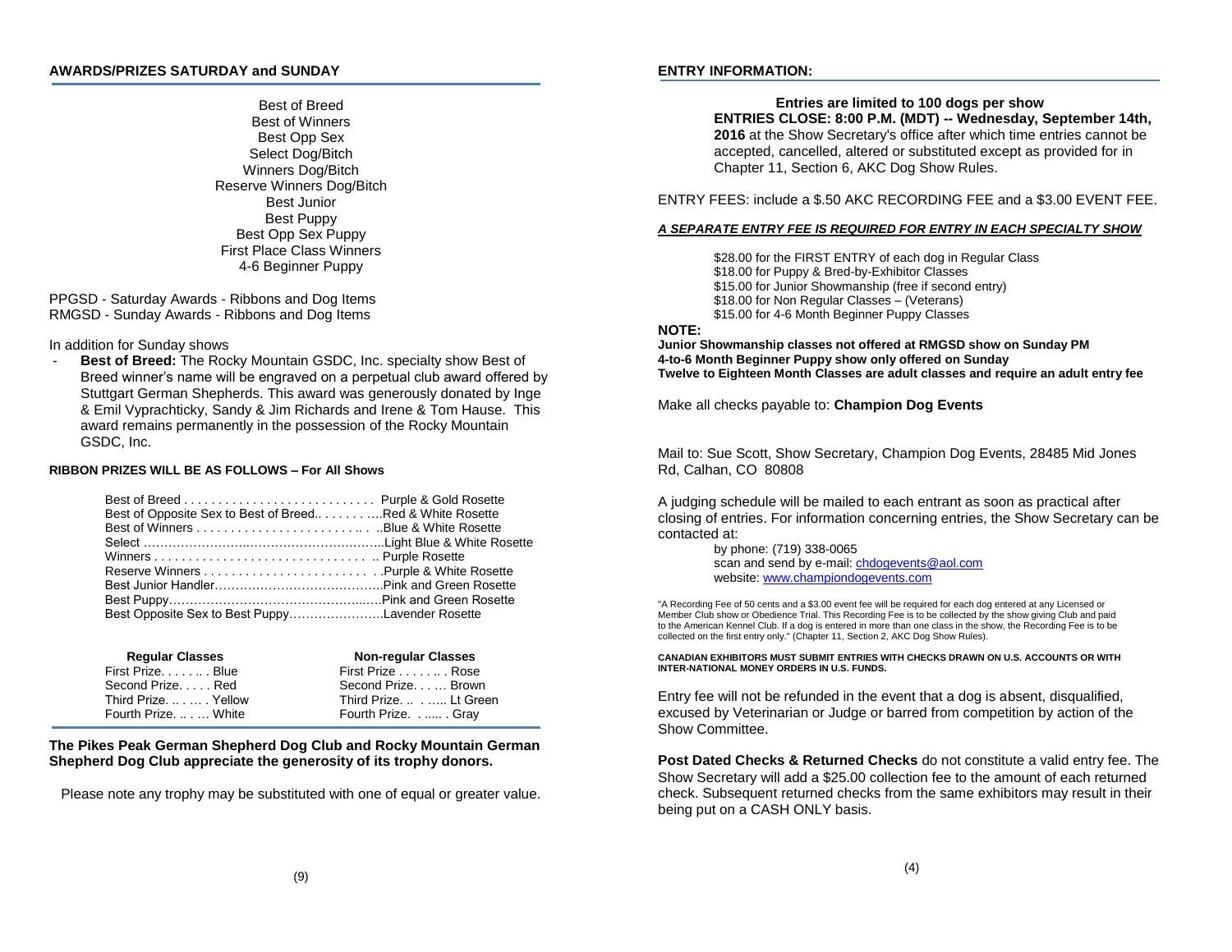## AWARDS/PRIZES SATURDAY and SUNDAY

Best of Breed
Best of Winners
Best Opp Sex
Select Dog/Bitch
Winners Dog/Bitch
Reserve Winners Dog/Bitch
Best Junior
Best Puppy
Best Opp Sex Puppy
First Place Class Winners
4-6 Beginner Puppy

PPGSD - Saturday Awards - Ribbons and Dog Items
RMGSD - Sunday Awards - Ribbons and Dog Items

In addition for Sunday shows

- **Best of Breed:** The Rocky Mountain GSDC, Inc. specialty show Best of Breed winner's name will be engraved on a perpetual club award offered by Stuttgart German Shepherds. This award was generously donated by Inge & Emil Vyprachticky, Sandy & Jim Richards and Irene & Tom Hause. This award remains permanently in the possession of the Rocky Mountain GSDC, Inc.

**RIBBON PRIZES WILL BE AS FOLLOWS – For All Shows**

| Award | Prize |
|---|---|
| Best of Breed | Purple & Gold Rosette |
| Best of Opposite Sex to Best of Breed | Red & White Rosette |
| Best of Winners | Blue & White Rosette |
| Select | Light Blue & White Rosette |
| Winners | Purple Rosette |
| Reserve Winners | Purple & White Rosette |
| Best Junior Handler | Pink and Green Rosette |
| Best Puppy | Pink and Green Rosette |
| Best Opposite Sex to Best Puppy | Lavender Rosette |

| Regular Classes | | Non-regular Classes | |
|---|---|---|---|
| First Prize | Blue | First Prize | Rose |
| Second Prize | Red | Second Prize | Brown |
| Third Prize | Yellow | Third Prize | Lt Green |
| Fourth Prize | White | Fourth Prize | Gray |

**The Pikes Peak German Shepherd Dog Club and Rocky Mountain German Shepherd Dog Club appreciate the generosity of its trophy donors.**

Please note any trophy may be substituted with one of equal or greater value.

## ENTRY INFORMATION:

**Entries are limited to 100 dogs per show**
**ENTRIES CLOSE: 8:00 P.M. (MDT) -- Wednesday, September 14th, 2016** at the Show Secretary's office after which time entries cannot be accepted, cancelled, altered or substituted except as provided for in Chapter 11, Section 6, AKC Dog Show Rules.

ENTRY FEES: include a $.50 AKC RECORDING FEE and a $3.00 EVENT FEE.

***A SEPARATE ENTRY FEE IS REQUIRED FOR ENTRY IN EACH SPECIALTY SHOW***

$28.00 for the FIRST ENTRY of each dog in Regular Class
$18.00 for Puppy & Bred-by-Exhibitor Classes
$15.00 for Junior Showmanship (free if second entry)
$18.00 for Non Regular Classes – (Veterans)
$15.00 for 4-6 Month Beginner Puppy Classes

**NOTE:**
**Junior Showmanship classes not offered at RMGSD show on Sunday PM**
**4-to-6 Month Beginner Puppy show only offered on Sunday**
**Twelve to Eighteen Month Classes are adult classes and require an adult entry fee**

Make all checks payable to: **Champion Dog Events**

Mail to: Sue Scott, Show Secretary, Champion Dog Events, 28485 Mid Jones Rd, Calhan, CO 80808

A judging schedule will be mailed to each entrant as soon as practical after closing of entries. For information concerning entries, the Show Secretary can be contacted at:

by phone: (719) 338-0065
scan and send by e-mail: chdogevents@aol.com
website: www.championdogevents.com

"A Recording Fee of 50 cents and a $3.00 event fee will be required for each dog entered at any Licensed or Member Club show or Obedience Trial. This Recording Fee is to be collected by the show giving Club and paid to the American Kennel Club. If a dog is entered in more than one class in the show, the Recording Fee is to be collected on the first entry only." (Chapter 11, Section 2, AKC Dog Show Rules).

**CANADIAN EXHIBITORS MUST SUBMIT ENTRIES WITH CHECKS DRAWN ON U.S. ACCOUNTS OR WITH INTER-NATIONAL MONEY ORDERS IN U.S. FUNDS.**

Entry fee will not be refunded in the event that a dog is absent, disqualified, excused by Veterinarian or Judge or barred from competition by action of the Show Committee.

**Post Dated Checks & Returned Checks** do not constitute a valid entry fee. The Show Secretary will add a $25.00 collection fee to the amount of each returned check. Subsequent returned checks from the same exhibitors may result in their being put on a CASH ONLY basis.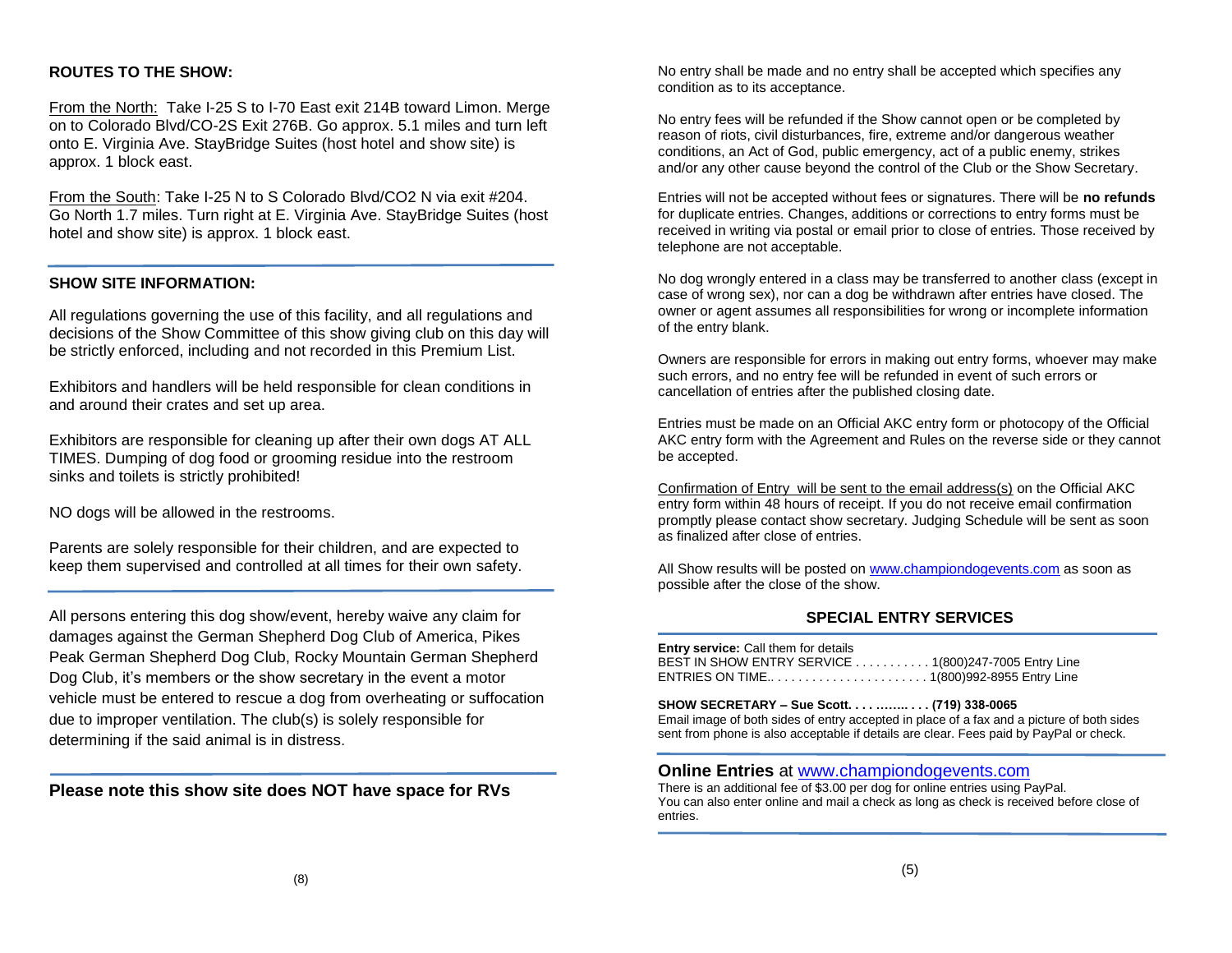**ROUTES TO THE SHOW:**

From the North: Take I-25 S to I-70 East exit 214B toward Limon. Merge on to Colorado Blvd/CO-2S Exit 276B. Go approx. 5.1 miles and turn left onto E. Virginia Ave. StayBridge Suites (host hotel and show site) is approx. 1 block east.

From the South: Take I-25 N to S Colorado Blvd/CO2 N via exit #204. Go North 1.7 miles. Turn right at E. Virginia Ave. StayBridge Suites (host hotel and show site) is approx. 1 block east.

---

**SHOW SITE INFORMATION:**

All regulations governing the use of this facility, and all regulations and decisions of the Show Committee of this show giving club on this day will be strictly enforced, including and not recorded in this Premium List.

Exhibitors and handlers will be held responsible for clean conditions in and around their crates and set up area.

Exhibitors are responsible for cleaning up after their own dogs AT ALL TIMES. Dumping of dog food or grooming residue into the restroom sinks and toilets is strictly prohibited!

NO dogs will be allowed in the restrooms.

Parents are solely responsible for their children, and are expected to keep them supervised and controlled at all times for their own safety.

---

All persons entering this dog show/event, hereby waive any claim for damages against the German Shepherd Dog Club of America, Pikes Peak German Shepherd Dog Club, Rocky Mountain German Shepherd Dog Club, it's members or the show secretary in the event a motor vehicle must be entered to rescue a dog from overheating or suffocation due to improper ventilation. The club(s) is solely responsible for determining if the said animal is in distress.

---

**Please note this show site does NOT have space for RVs**

No entry shall be made and no entry shall be accepted which specifies any condition as to its acceptance.

No entry fees will be refunded if the Show cannot open or be completed by reason of riots, civil disturbances, fire, extreme and/or dangerous weather conditions, an Act of God, public emergency, act of a public enemy, strikes and/or any other cause beyond the control of the Club or the Show Secretary.

Entries will not be accepted without fees or signatures. There will be **no refunds** for duplicate entries. Changes, additions or corrections to entry forms must be received in writing via postal or email prior to close of entries. Those received by telephone are not acceptable.

No dog wrongly entered in a class may be transferred to another class (except in case of wrong sex), nor can a dog be withdrawn after entries have closed. The owner or agent assumes all responsibilities for wrong or incomplete information of the entry blank.

Owners are responsible for errors in making out entry forms, whoever may make such errors, and no entry fee will be refunded in event of such errors or cancellation of entries after the published closing date.

Entries must be made on an Official AKC entry form or photocopy of the Official AKC entry form with the Agreement and Rules on the reverse side or they cannot be accepted.

Confirmation of Entry will be sent to the email address(s) on the Official AKC entry form within 48 hours of receipt. If you do not receive email confirmation promptly please contact show secretary. Judging Schedule will be sent as soon as finalized after close of entries.

All Show results will be posted on www.championdogevents.com as soon as possible after the close of the show.

**SPECIAL ENTRY SERVICES**

---

**Entry service:** Call them for details
BEST IN SHOW ENTRY SERVICE . . . . . . . . . . . 1(800)247-7005 Entry Line
ENTRIES ON TIME.. . . . . . . . . . . . . . . . . . . . . . 1(800)992-8955 Entry Line

**SHOW SECRETARY – Sue Scott. . . . …….. . . . (719) 338-0065**
Email image of both sides of entry accepted in place of a fax and a picture of both sides sent from phone is also acceptable if details are clear. Fees paid by PayPal or check.

---

**Online Entries** at www.championdogevents.com
There is an additional fee of $3.00 per dog for online entries using PayPal.
You can also enter online and mail a check as long as check is received before close of entries.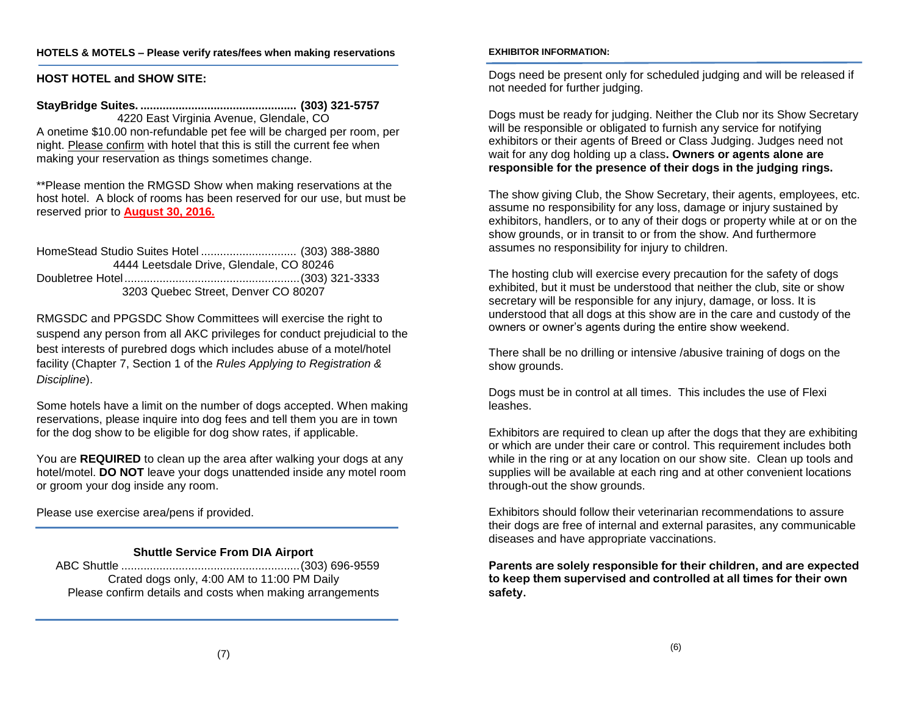### HOTELS & MOTELS – Please verify rates/fees when making reservations

### HOST HOTEL and SHOW SITE:

**StayBridge Suites. ................................................. (303) 321-5757**
4220 East Virginia Avenue, Glendale, CO
A onetime $10.00 non-refundable pet fee will be charged per room, per night. Please confirm with hotel that this is still the current fee when making your reservation as things sometimes change.

**Please mention the RMGSD Show when making reservations at the host hotel. A block of rooms has been reserved for our use, but must be reserved prior to **August 30, 2016.**

HomeStead Studio Suites Hotel .............................. (303) 388-3880
4444 Leetsdale Drive, Glendale, CO 80246
Doubletree Hotel....................................................... (303) 321-3333
3203 Quebec Street, Denver CO 80207

RMGSDC and PPGSDC Show Committees will exercise the right to suspend any person from all AKC privileges for conduct prejudicial to the best interests of purebred dogs which includes abuse of a motel/hotel facility (Chapter 7, Section 1 of the *Rules Applying to Registration & Discipline*).

Some hotels have a limit on the number of dogs accepted. When making reservations, please inquire into dog fees and tell them you are in town for the dog show to be eligible for dog show rates, if applicable.

You are **REQUIRED** to clean up the area after walking your dogs at any hotel/motel. **DO NOT** leave your dogs unattended inside any motel room or groom your dog inside any room.

Please use exercise area/pens if provided.

### Shuttle Service From DIA Airport

ABC Shuttle ......................................................... (303) 696-9559
Crated dogs only, 4:00 AM to 11:00 PM Daily
Please confirm details and costs when making arrangements

### EXHIBITOR INFORMATION:

Dogs need be present only for scheduled judging and will be released if not needed for further judging.

Dogs must be ready for judging. Neither the Club nor its Show Secretary will be responsible or obligated to furnish any service for notifying exhibitors or their agents of Breed or Class Judging. Judges need not wait for any dog holding up a class**. Owners or agents alone are responsible for the presence of their dogs in the judging rings.**

The show giving Club, the Show Secretary, their agents, employees, etc. assume no responsibility for any loss, damage or injury sustained by exhibitors, handlers, or to any of their dogs or property while at or on the show grounds, or in transit to or from the show. And furthermore assumes no responsibility for injury to children.

The hosting club will exercise every precaution for the safety of dogs exhibited, but it must be understood that neither the club, site or show secretary will be responsible for any injury, damage, or loss. It is understood that all dogs at this show are in the care and custody of the owners or owner's agents during the entire show weekend.

There shall be no drilling or intensive /abusive training of dogs on the show grounds.

Dogs must be in control at all times. This includes the use of Flexi leashes.

Exhibitors are required to clean up after the dogs that they are exhibiting or which are under their care or control. This requirement includes both while in the ring or at any location on our show site. Clean up tools and supplies will be available at each ring and at other convenient locations through-out the show grounds.

Exhibitors should follow their veterinarian recommendations to assure their dogs are free of internal and external parasites, any communicable diseases and have appropriate vaccinations.

**Parents are solely responsible for their children, and are expected to keep them supervised and controlled at all times for their own safety.**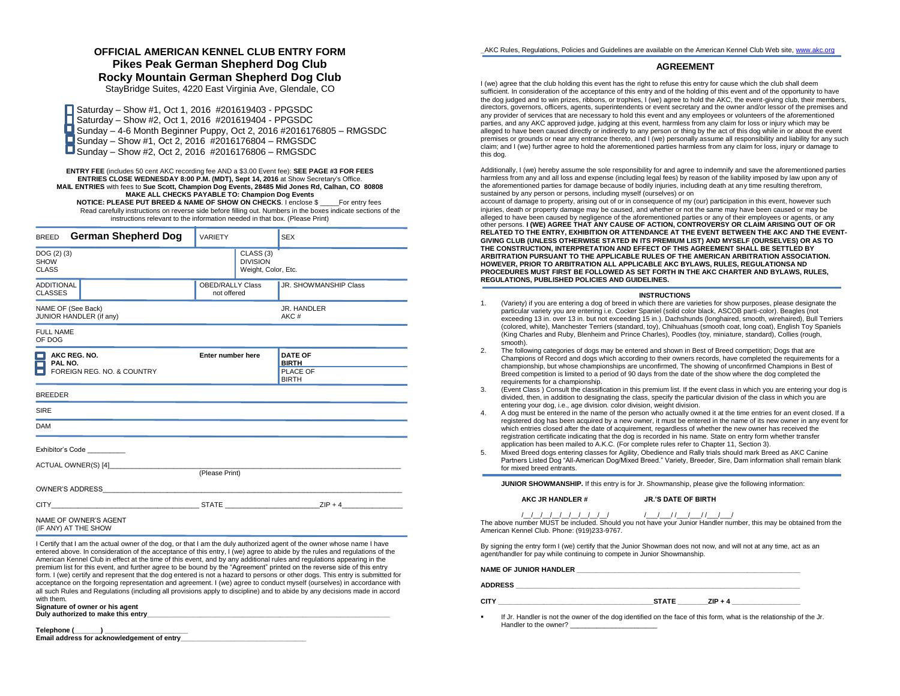# OFFICIAL AMERICAN KENNEL CLUB ENTRY FORM

## Pikes Peak German Shepherd Dog Club

## Rocky Mountain German Shepherd Dog Club

StayBridge Suites, 4220 East Virginia Ave, Glendale, CO

- ☐ Saturday – Show #1, Oct 1, 2016 #201619403 - PPGSDC
- ☐ Saturday – Show #2, Oct 1, 2016 #201619404 - PPGSDC
- ☐ Sunday – 4-6 Month Beginner Puppy, Oct 2, 2016 #2016176805 – RMGSDC
- ☐ Sunday – Show #1, Oct 2, 2016 #2016176804 – RMGSDC
- ☐ Sunday – Show #2, Oct 2, 2016 #2016176806 – RMGSDC

**ENTRY FEE** (includes 50 cent AKC recording fee AND a $3.00 Event fee): **SEE PAGE #3 FOR FEES**
**ENTRIES CLOSE WEDNESDAY 8:00 P.M. (MDT), Sept 14, 2016** at Show Secretary's Office.
**MAIL ENTRIES** with fees to **Sue Scott, Champion Dog Events, 28485 Mid Jones Rd, Calhan, CO 80808**
**MAKE ALL CHECKS PAYABLE TO: Champion Dog Events**
**NOTICE: PLEASE PUT BREED & NAME OF SHOW ON CHECKS**. I enclose $ _____For entry fees
Read carefully instructions on reverse side before filling out. Numbers in the boxes indicate sections of the instructions relevant to the information needed in that box. (Please Print)

| | | | |
|---|---|---|---|
| BREED **German Shepherd Dog** | VARIETY | | SEX |
| DOG (2) (3) SHOW CLASS | | CLASS (3) DIVISION Weight, Color, Etc. | |
| ADDITIONAL CLASSES | OBED/RALLY Class not offered | | JR. SHOWMANSHIP Class |
| NAME OF (See Back) JUNIOR HANDLER (if any) | | | JR. HANDLER AKC # |
| FULL NAME OF DOG | | | |
| ☐ AKC REG. NO. ☐ PAL NO. ☐ FOREIGN REG. NO. & COUNTRY | Enter number here | | DATE OF BIRTH / PLACE OF BIRTH |
| BREEDER | | | |
| SIRE | | | |
| DAM | | | |

Exhibitor's Code __________

ACTUAL OWNER(S) [4]_______________________________________________
(Please Print)

OWNER'S ADDRESS_______________________________________________

CITY_______________________ STATE _______________ ZIP + 4_____________

NAME OF OWNER'S AGENT (IF ANY) AT THE SHOW

I Certify that I am the actual owner of the dog, or that I am the duly authorized agent of the owner whose name I have entered above. In consideration of the acceptance of this entry, I (we) agree to abide by the rules and regulations of the American Kennel Club in effect at the time of this event, and by any additional rules and regulations appearing in the premium list for this event, and further agree to be bound by the "Agreement" printed on the reverse side of this entry form. I (we) certify and represent that the dog entered is not a hazard to persons or other dogs. This entry is submitted for acceptance on the forgoing representation and agreement. I (we) agree to conduct myself (ourselves) in accordance with all such Rules and Regulations (including all provisions apply to discipline) and to abide by any decisions made in accord with them.

**Signature of owner or his agent**
**Duly authorized to make this entry**_______________________________________

**Telephone (_______)** _____________________
**Email address for acknowledgement of entry**_______________________________

AKC Rules, Regulations, Policies and Guidelines are available on the American Kennel Club Web site, www.akc.org

## AGREEMENT

I (we) agree that the club holding this event has the right to refuse this entry for cause which the club shall deem sufficient. In consideration of the acceptance of this entry and of the holding of this event and of the opportunity to have the dog judged and to win prizes, ribbons, or trophies, I (we) agree to hold the AKC, the event-giving club, their members, directors, governors, officers, agents, superintendents or event secretary and the owner and/or lessor of the premises and any provider of services that are necessary to hold this event and any employees or volunteers of the aforementioned parties, and any AKC approved judge, judging at this event, harmless from any claim for loss or injury which may be alleged to have been caused directly or indirectly to any person or thing by the act of this dog while in or about the event premises or grounds or near any entrance thereto, and I (we) personally assume all responsibility and liability for any such claim; and I (we) further agree to hold the aforementioned parties harmless from any claim for loss, injury or damage to this dog.

Additionally, I (we) hereby assume the sole responsibility for and agree to indemnify and save the aforementioned parties harmless from any and all loss and expense (including legal fees) by reason of the liability imposed by law upon any of the aforementioned parties for damage because of bodily injuries, including death at any time resulting therefrom, sustained by any person or persons, including myself (ourselves) or on account of damage to property, arising out of or in consequence of my (our) participation in this event, however such injuries, death or property damage may be caused, and whether or not the same may have been caused or may be alleged to have been caused by negligence of the aforementioned parties or any of their employees or agents, or any other persons. **I (WE) AGREE THAT ANY CAUSE OF ACTION, CONTROVERSY OR CLAIM ARISING OUT OF OR RELATED TO THE ENTRY, EXHIBITION OR ATTENDANCE AT THE EVENT BETWEEN THE AKC AND THE EVENT-GIVING CLUB (UNLESS OTHERWISE STATED IN ITS PREMIUM LIST) AND MYSELF (OURSELVES) OR AS TO THE CONSTRUCTION, INTERPRETATION AND EFFECT OF THIS AGREEMENT SHALL BE SETTLED BY ARBITRATION PURSUANT TO THE APPLICABLE RULES OF THE AMERICAN ARBITRATION ASSOCIATION. HOWEVER, PRIOR TO ARBITRATION ALL APPLICABLE AKC BYLAWS, RULES, REGULATIONSA ND PROCEDURES MUST FIRST BE FOLLOWED AS SET FORTH IN THE AKC CHARTER AND BYLAWS, RULES, REGULATIONS, PUBLISHED POLICIES AND GUIDELINES.**

### INSTRUCTIONS

1. (Variety) if you are entering a dog of breed in which there are varieties for show purposes, please designate the particular variety you are entering i.e. Cocker Spaniel (solid color black, ASCOB parti-color). Beagles (not exceeding 13 in. over 13 in. but not exceeding 15 in.). Dachshunds (longhaired, smooth, wirehaired), Bull Terriers (colored, white), Manchester Terriers (standard, toy), Chihuahuas (smooth coat, long coat), English Toy Spaniels (King Charles and Ruby, Blenheim and Prince Charles), Poodles (toy, miniature, standard), Collies (rough, smooth).
2. The following categories of dogs may be entered and shown in Best of Breed competition; Dogs that are Champions of Record and dogs which according to their owners records, have completed the requirements for a championship, but whose championships are unconfirmed, The showing of unconfirmed Champions in Best of Breed competition is limited to a period of 90 days from the date of the show where the dog completed the requirements for a championship.
3. (Event Class ) Consult the classification in this premium list. If the event class in which you are entering your dog is divided, then, in addition to designating the class, specify the particular division of the class in which you are entering your dog, i.e., age division. color division, weight division.
4. A dog must be entered in the name of the person who actually owned it at the time entries for an event closed. If a registered dog has been acquired by a new owner, it must be entered in the name of its new owner in any event for which entries closed after the date of acquirement, regardless of whether the new owner has received the registration certificate indicating that the dog is recorded in his name. State on entry form whether transfer application has been mailed to A.K.C. (For complete rules refer to Chapter 11, Section 3).
5. Mixed Breed dogs entering classes for Agility, Obedience and Rally trials should mark Breed as AKC Canine Partners Listed Dog "All-American Dog/Mixed Breed." Variety, Breeder, Sire, Dam information shall remain blank for mixed breed entrants.

**JUNIOR SHOWMANSHIP.** If this entry is for Jr. Showmanship, please give the following information:

**AKC JR HANDLER #** /__/__/__/__/__/__/__/__/__/

**JR.'S DATE OF BIRTH** /___/___/ /___/___/ /___/___/

The above number MUST be included. Should you not have your Junior Handler number, this may be obtained from the American Kennel Club. Phone: (919)233-9767.

By signing the entry form I (we) certify that the Junior Showman does not now, and will not at any time, act as an agent/handler for pay while continuing to compete in Junior Showmanship.

**NAME OF JUNIOR HANDLER** _______________________________________________

**ADDRESS** _______________________________________________________

**CITY** _______________________________ **STATE** ________ **ZIP + 4** ______________

- If Jr. Handler is not the owner of the dog identified on the face of this form, what is the relationship of the Jr. Handler to the owner? ______________________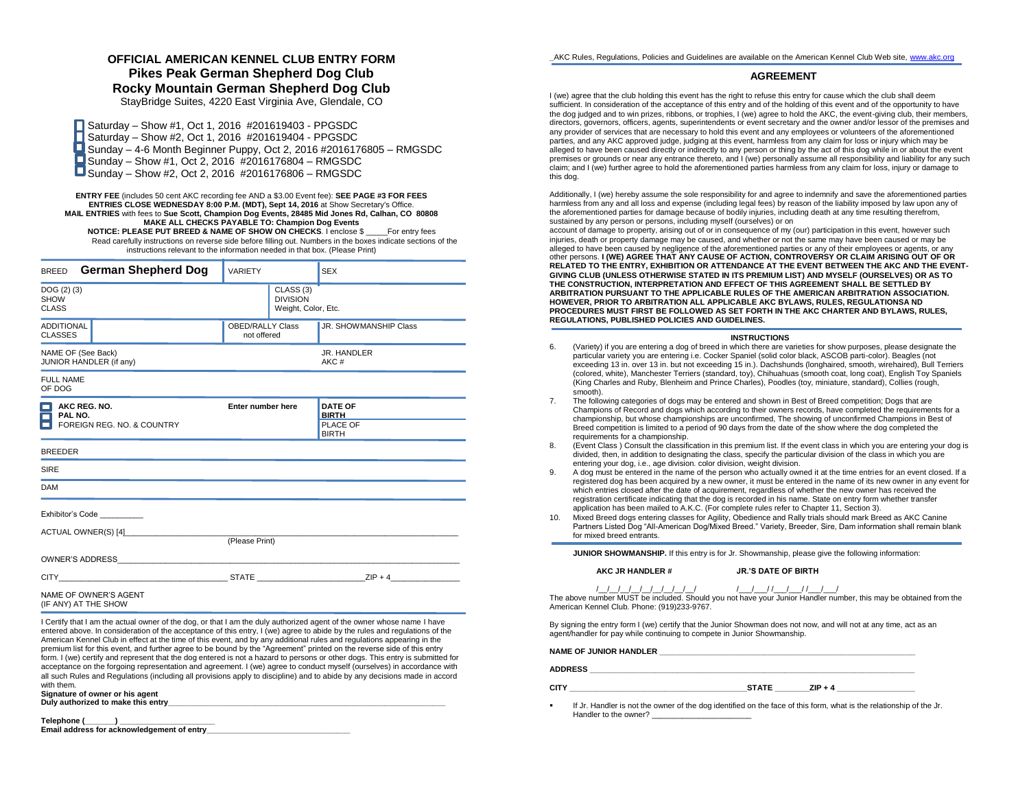# OFFICIAL AMERICAN KENNEL CLUB ENTRY FORM
## Pikes Peak German Shepherd Dog Club
## Rocky Mountain German Shepherd Dog Club

StayBridge Suites, 4220 East Virginia Ave, Glendale, CO

- ☐ Saturday – Show #1, Oct 1, 2016 #201619403 - PPGSDC
- ☐ Saturday – Show #2, Oct 1, 2016 #201619404 - PPGSDC
- ☐ Sunday – 4-6 Month Beginner Puppy, Oct 2, 2016 #2016176805 – RMGSDC
- ☐ Sunday – Show #1, Oct 2, 2016 #2016176804 – RMGSDC
- ☐ Sunday – Show #2, Oct 2, 2016 #2016176806 – RMGSDC

**ENTRY FEE** (includes 50 cent AKC recording fee AND a $3.00 Event fee): **SEE PAGE #3 FOR FEES**
**ENTRIES CLOSE WEDNESDAY 8:00 P.M. (MDT), Sept 14, 2016** at Show Secretary's Office.
**MAIL ENTRIES** with fees to **Sue Scott, Champion Dog Events, 28485 Mid Jones Rd, Calhan, CO 80808**
**MAKE ALL CHECKS PAYABLE TO: Champion Dog Events**
**NOTICE: PLEASE PUT BREED & NAME OF SHOW ON CHECKS**. I enclose $ _____For entry fees
Read carefully instructions on reverse side before filling out. Numbers in the boxes indicate sections of the instructions relevant to the information needed in that box. (Please Print)

| | | | |
|---|---|---|---|
| BREED **German Shepherd Dog** | VARIETY | | SEX |
| DOG (2) (3) SHOW CLASS | | CLASS (3) DIVISION Weight, Color, Etc. | |
| ADDITIONAL CLASSES | OBED/RALLY Class not offered | | JR. SHOWMANSHIP Class |
| NAME OF (See Back) JUNIOR HANDLER (if any) | | | JR. HANDLER AKC # |
| FULL NAME OF DOG | | | |
| ☐ AKC REG. NO. ☐ PAL NO. ☐ FOREIGN REG. NO. & COUNTRY | Enter number here | | **DATE OF BIRTH** / PLACE OF BIRTH |
| BREEDER | | | |
| SIRE | | | |
| DAM | | | |

Exhibitor's Code __________

ACTUAL OWNER(S) [4]________________________________________
(Please Print)

OWNER'S ADDRESS________________________________________

CITY______________________ STATE ______________ZIP + 4______________

NAME OF OWNER'S AGENT (IF ANY) AT THE SHOW

I Certify that I am the actual owner of the dog, or that I am the duly authorized agent of the owner whose name I have entered above. In consideration of the acceptance of this entry, I (we) agree to abide by the rules and regulations of the American Kennel Club in effect at the time of this event, and by any additional rules and regulations appearing in the premium list for this event, and further agree to be bound by the "Agreement" printed on the reverse side of this entry form. I (we) certify and represent that the dog entered is not a hazard to persons or other dogs. This entry is submitted for acceptance on the forgoing representation and agreement. I (we) agree to conduct myself (ourselves) in accordance with all such Rules and Regulations (including all provisions apply to discipline) and to abide by any decisions made in accord with them.

**Signature of owner or his agent**
**Duly authorized to make this entry**________________________________________

**Telephone (_______)** ______________________
**Email address for acknowledgement of entry**______________________________

AKC Rules, Regulations, Policies and Guidelines are available on the American Kennel Club Web site, www.akc.org

## AGREEMENT

I (we) agree that the club holding this event has the right to refuse this entry for cause which the club shall deem sufficient. In consideration of the acceptance of this entry and of the holding of this event and of the opportunity to have the dog judged and to win prizes, ribbons, or trophies, I (we) agree to hold the AKC, the event-giving club, their members, directors, governors, officers, agents, superintendents or event secretary and the owner and/or lessor of the premises and any provider of services that are necessary to hold this event and any employees or volunteers of the aforementioned parties, and any AKC approved judge, judging at this event, harmless from any claim for loss or injury which may be alleged to have been caused directly or indirectly to any person or thing by the act of this dog while in or about the event premises or grounds or near any entrance thereto, and I (we) personally assume all responsibility and liability for any such claim; and I (we) further agree to hold the aforementioned parties harmless from any claim for loss, injury or damage to this dog.

Additionally, I (we) hereby assume the sole responsibility for and agree to indemnify and save the aforementioned parties harmless from any and all loss and expense (including legal fees) by reason of the liability imposed by law upon any of the aforementioned parties for damage because of bodily injuries, including death at any time resulting therefrom, sustained by any person or persons, including myself (ourselves) or on account of damage to property, arising out of or in consequence of my (our) participation in this event, however such injuries, death or property damage may be caused, and whether or not the same may have been caused or may be alleged to have been caused by negligence of the aforementioned parties or any of their employees or agents, or any other persons. **I (WE) AGREE THAT ANY CAUSE OF ACTION, CONTROVERSY OR CLAIM ARISING OUT OF OR RELATED TO THE ENTRY, EXHIBITION OR ATTENDANCE AT THE EVENT BETWEEN THE AKC AND THE EVENT-GIVING CLUB (UNLESS OTHERWISE STATED IN ITS PREMIUM LIST) AND MYSELF (OURSELVES) OR AS TO THE CONSTRUCTION, INTERPRETATION AND EFFECT OF THIS AGREEMENT SHALL BE SETTLED BY ARBITRATION PURSUANT TO THE APPLICABLE RULES OF THE AMERICAN ARBITRATION ASSOCIATION. HOWEVER, PRIOR TO ARBITRATION ALL APPLICABLE AKC BYLAWS, RULES, REGULATIONSA ND PROCEDURES MUST FIRST BE FOLLOWED AS SET FORTH IN THE AKC CHARTER AND BYLAWS, RULES, REGULATIONS, PUBLISHED POLICIES AND GUIDELINES.**

### INSTRUCTIONS

6. (Variety) if you are entering a dog of breed in which there are varieties for show purposes, please designate the particular variety you are entering i.e. Cocker Spaniel (solid color black, ASCOB parti-color). Beagles (not exceeding 13 in. over 13 in. but not exceeding 15 in.). Dachshunds (longhaired, smooth, wirehaired), Bull Terriers (colored, white), Manchester Terriers (standard, toy), Chihuahuas (smooth coat, long coat), English Toy Spaniels (King Charles and Ruby, Blenheim and Prince Charles), Poodles (toy, miniature, standard), Collies (rough, smooth).
7. The following categories of dogs may be entered and shown in Best of Breed competition; Dogs that are Champions of Record and dogs which according to their owners records, have completed the requirements for a championship, but whose championships are unconfirmed, The showing of unconfirmed Champions in Best of Breed competition is limited to a period of 90 days from the date of the show where the dog completed the requirements for a championship.
8. (Event Class ) Consult the classification in this premium list. If the event class in which you are entering your dog is divided, then, in addition to designating the class, specify the particular division of the class in which you are entering your dog, i.e., age division. color division, weight division.
9. A dog must be entered in the name of the person who actually owned it at the time entries for an event closed. If a registered dog has been acquired by a new owner, it must be entered in the name of its new owner in any event for which entries closed after the date of acquirement, regardless of whether the new owner has received the registration certificate indicating that the dog is recorded in his name. State on entry form whether transfer application has been mailed to A.K.C. (For complete rules refer to Chapter 11, Section 3).
10. Mixed Breed dogs entering classes for Agility, Obedience and Rally trials should mark Breed as AKC Canine Partners Listed Dog "All-American Dog/Mixed Breed." Variety, Breeder, Sire, Dam information shall remain blank for mixed breed entrants.

**JUNIOR SHOWMANSHIP.** If this entry is for Jr. Showmanship, please give the following information:

**AKC JR HANDLER #** /__/__/__/__/__/__/__/__/__/ **JR.'S DATE OF BIRTH** /___/___/ /___/___/ /___/___/

The above number MUST be included. Should you not have your Junior Handler number, this may be obtained from the American Kennel Club. Phone: (919)233-9767.

By signing the entry form I (we) certify that the Junior Showman does not now, and will not at any time, act as an agent/handler for pay while continuing to compete in Junior Showmanship.

**NAME OF JUNIOR HANDLER** ________________________________________

**ADDRESS** ________________________________________

**CITY** ______________________ **STATE** ________ **ZIP + 4** ______________

- If Jr. Handler is not the owner of the dog identified on the face of this form, what is the relationship of the Jr. Handler to the owner? ______________________